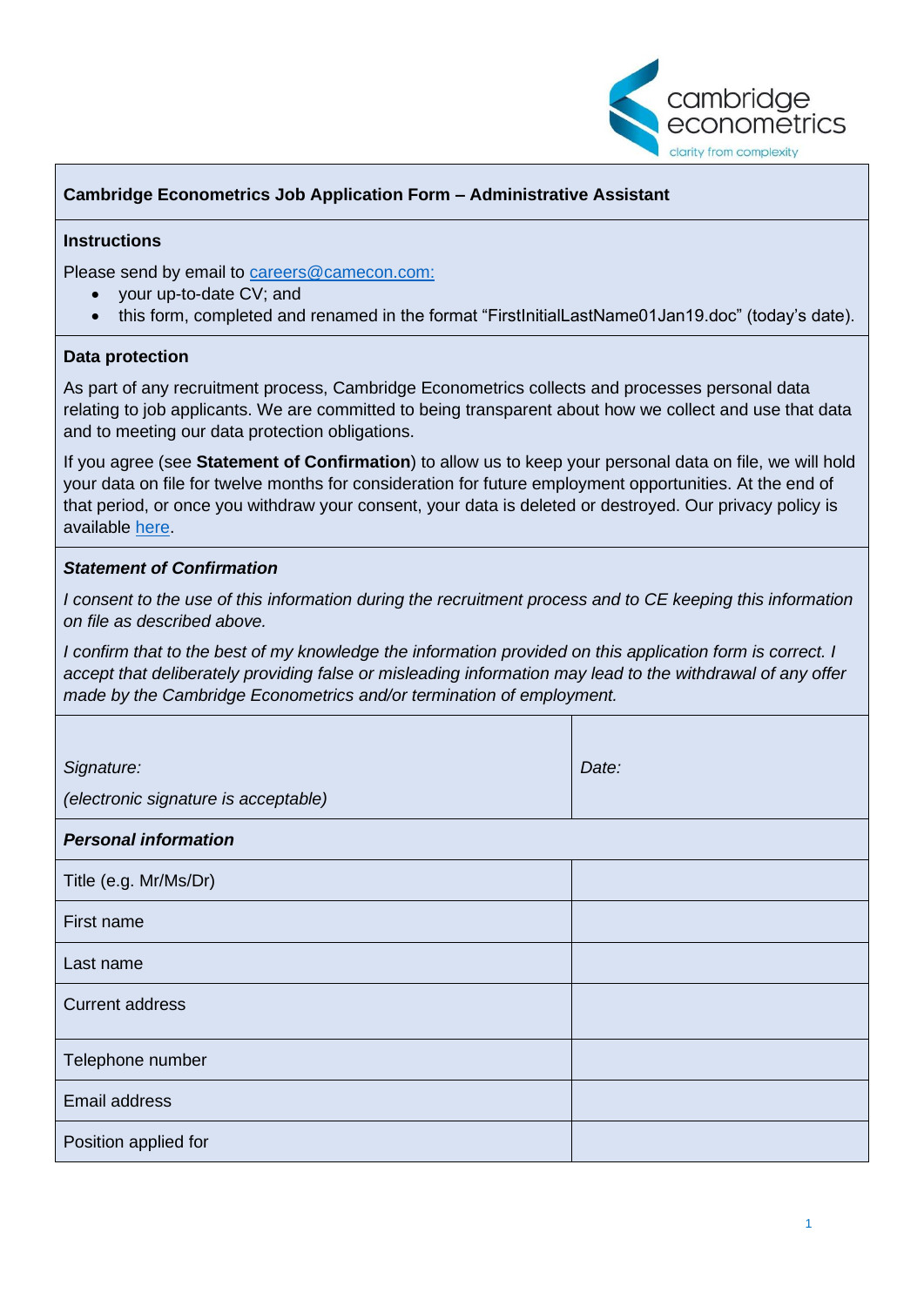cambridge econometrics

clarity from complexity

## Cambridge Econometrics Job Application Form – Administrative Assistant

### Instructions

Please send by email to careers@camecon.com:

- your up-to-date CV; and
- this form, completed and renamed in the format "FirstInitialLastName01Jan19.doc" (today's date).

### Data protection

As part of any recruitment process, Cambridge Econometrics collects and processes personal data relating to job applicants. We are committed to being transparent about how we collect and use that data and to meeting our data protection obligations.

If you agree (see **Statement of Confirmation**) to allow us to keep your personal data on file, we will hold your data on file for twelve months for consideration for future employment opportunities. At the end of that period, or once you withdraw your consent, your data is deleted or destroyed. Our privacy policy is available here.

### *Statement of Confirmation*

*I consent to the use of this information during the recruitment process and to CE keeping this information on file as described above.*

*I confirm that to the best of my knowledge the information provided on this application form is correct. I accept that deliberately providing false or misleading information may lead to the withdrawal of any offer made by the Cambridge Econometrics and/or termination of employment.*

| *Signature:* *(electronic signature is acceptable)* | *Date:* |
|---|---|
| ***Personal information*** | |
| Title (e.g. Mr/Ms/Dr) | |
| First name | |
| Last name | |
| Current address | |
| Telephone number | |
| Email address | |
| Position applied for | |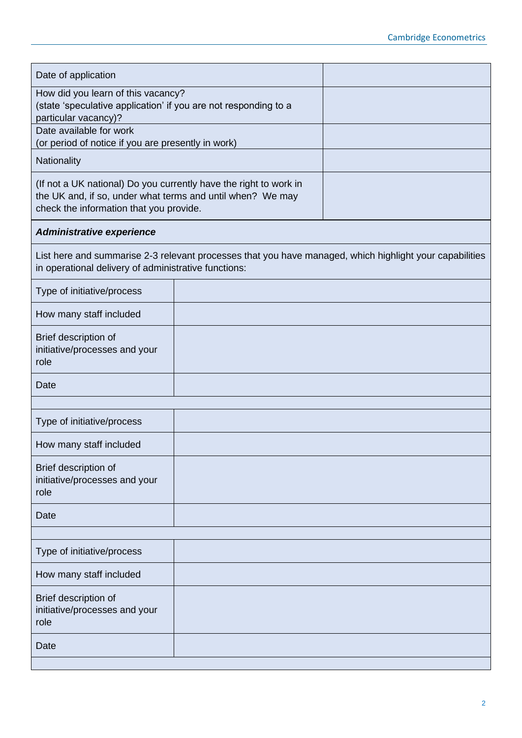| Date of application | |
| --- | --- |
| How did you learn of this vacancy?<br>(state 'speculative application' if you are not responding to a particular vacancy)? | |
| Date available for work<br>(or period of notice if you are presently in work) | |
| Nationality | |
| (If not a UK national) Do you currently have the right to work in the UK and, if so, under what terms and until when? We may check the information that you provide. | |

***Administrative experience***

List here and summarise 2-3 relevant processes that you have managed, which highlight your capabilities in operational delivery of administrative functions:

| Type of initiative/process | |
| --- | --- |
| How many staff included | |
| Brief description of initiative/processes and your role | |
| Date | |
| | |
| Type of initiative/process | |
| How many staff included | |
| Brief description of initiative/processes and your role | |
| Date | |
| | |
| Type of initiative/process | |
| How many staff included | |
| Brief description of initiative/processes and your role | |
| Date | |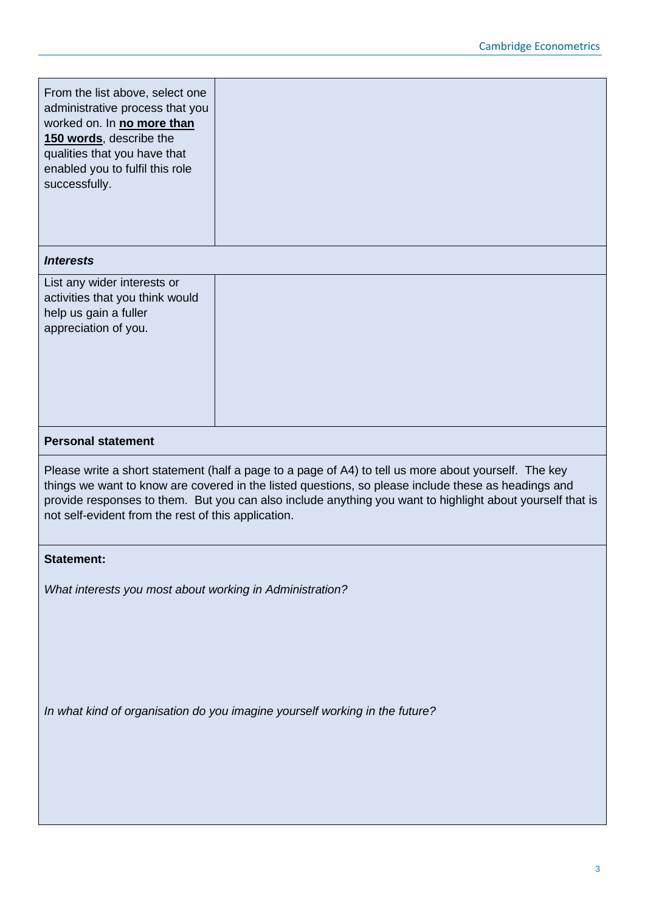| From the list above, select one administrative process that you worked on. In **<u>no more than 150 words</u>**, describe the qualities that you have that enabled you to fulfil this role successfully. | |
|---|---|
| ***Interests*** | |
| List any wider interests or activities that you think would help us gain a fuller appreciation of you. | |

**Personal statement**

Please write a short statement (half a page to a page of A4) to tell us more about yourself. The key things we want to know are covered in the listed questions, so please include these as headings and provide responses to them. But you can also include anything you want to highlight about yourself that is not self-evident from the rest of this application.

**Statement:**

*What interests you most about working in Administration?*

*In what kind of organisation do you imagine yourself working in the future?*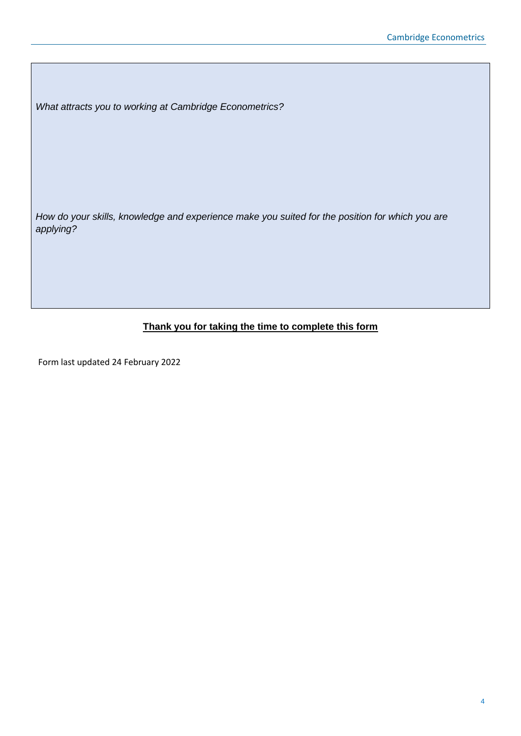*What attracts you to working at Cambridge Econometrics?*

*How do your skills, knowledge and experience make you suited for the position for which you are applying?*

**Thank you for taking the time to complete this form**

Form last updated 24 February 2022